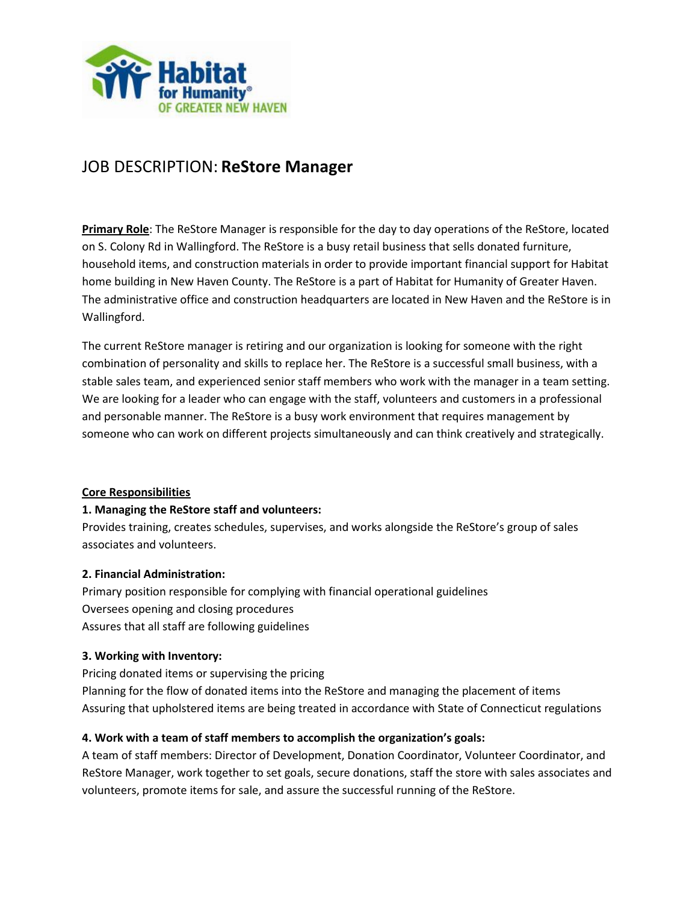Habitat for Humanity® OF GREATER NEW HAVEN

# JOB DESCRIPTION: **ReStore Manager**

**Primary Role**: The ReStore Manager is responsible for the day to day operations of the ReStore, located on S. Colony Rd in Wallingford. The ReStore is a busy retail business that sells donated furniture, household items, and construction materials in order to provide important financial support for Habitat home building in New Haven County. The ReStore is a part of Habitat for Humanity of Greater Haven. The administrative office and construction headquarters are located in New Haven and the ReStore is in Wallingford.

The current ReStore manager is retiring and our organization is looking for someone with the right combination of personality and skills to replace her. The ReStore is a successful small business, with a stable sales team, and experienced senior staff members who work with the manager in a team setting. We are looking for a leader who can engage with the staff, volunteers and customers in a professional and personable manner. The ReStore is a busy work environment that requires management by someone who can work on different projects simultaneously and can think creatively and strategically.

## Core Responsibilities

**1. Managing the ReStore staff and volunteers:**

Provides training, creates schedules, supervises, and works alongside the ReStore's group of sales associates and volunteers.

**2. Financial Administration:**

Primary position responsible for complying with financial operational guidelines
Oversees opening and closing procedures
Assures that all staff are following guidelines

**3. Working with Inventory:**

Pricing donated items or supervising the pricing
Planning for the flow of donated items into the ReStore and managing the placement of items
Assuring that upholstered items are being treated in accordance with State of Connecticut regulations

**4. Work with a team of staff members to accomplish the organization's goals:**

A team of staff members: Director of Development, Donation Coordinator, Volunteer Coordinator, and ReStore Manager, work together to set goals, secure donations, staff the store with sales associates and volunteers, promote items for sale, and assure the successful running of the ReStore.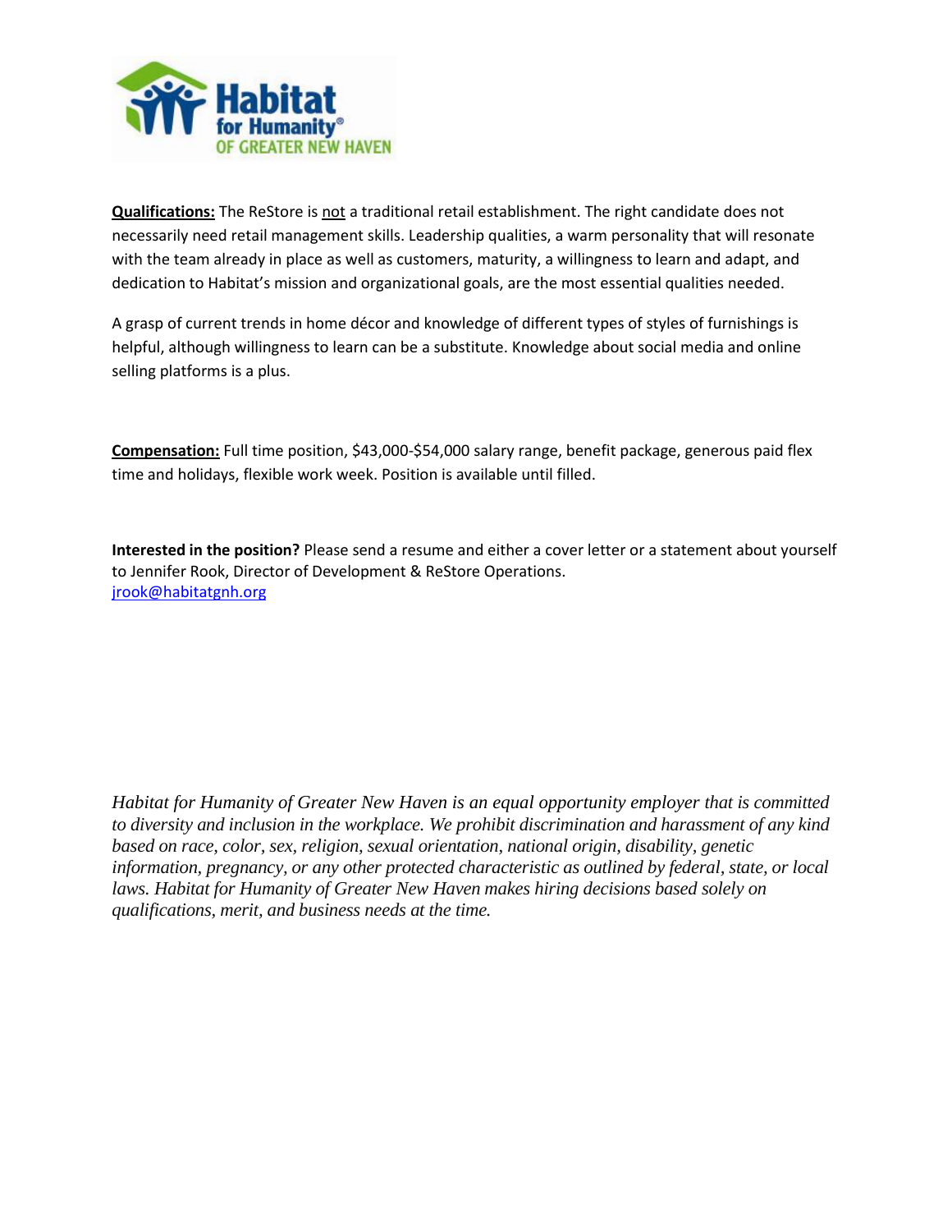**<u>Qualifications:</u>** The ReStore is <u>not</u> a traditional retail establishment. The right candidate does not necessarily need retail management skills. Leadership qualities, a warm personality that will resonate with the team already in place as well as customers, maturity, a willingness to learn and adapt, and dedication to Habitat's mission and organizational goals, are the most essential qualities needed.

A grasp of current trends in home décor and knowledge of different types of styles of furnishings is helpful, although willingness to learn can be a substitute. Knowledge about social media and online selling platforms is a plus.

**<u>Compensation:</u>** Full time position, $43,000-$54,000 salary range, benefit package, generous paid flex time and holidays, flexible work week. Position is available until filled.

**Interested in the position?** Please send a resume and either a cover letter or a statement about yourself to Jennifer Rook, Director of Development & ReStore Operations.
jrook@habitatgnh.org

*Habitat for Humanity of Greater New Haven is an equal opportunity employer that is committed to diversity and inclusion in the workplace. We prohibit discrimination and harassment of any kind based on race, color, sex, religion, sexual orientation, national origin, disability, genetic information, pregnancy, or any other protected characteristic as outlined by federal, state, or local laws. Habitat for Humanity of Greater New Haven makes hiring decisions based solely on qualifications, merit, and business needs at the time.*